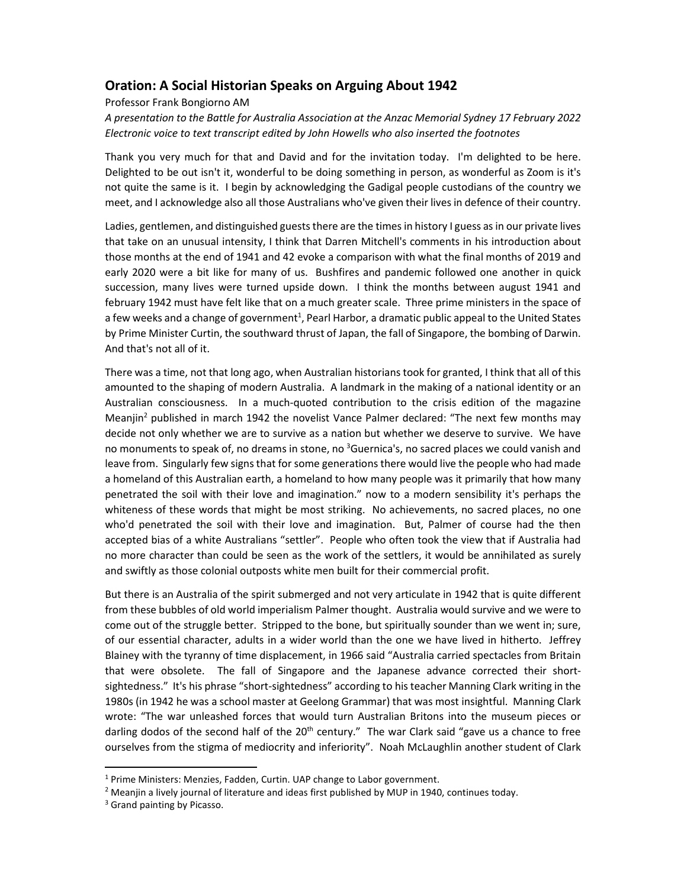## Oration: A Social Historian Speaks on Arguing About 1942

Professor Frank Bongiorno AM

*A presentation to the Battle for Australia Association at the Anzac Memorial Sydney 17 February 2022*
*Electronic voice to text transcript edited by John Howells who also inserted the footnotes*

Thank you very much for that and David and for the invitation today. I'm delighted to be here. Delighted to be out isn't it, wonderful to be doing something in person, as wonderful as Zoom is it's not quite the same is it. I begin by acknowledging the Gadigal people custodians of the country we meet, and I acknowledge also all those Australians who've given their lives in defence of their country.

Ladies, gentlemen, and distinguished guests there are the times in history I guess as in our private lives that take on an unusual intensity, I think that Darren Mitchell's comments in his introduction about those months at the end of 1941 and 42 evoke a comparison with what the final months of 2019 and early 2020 were a bit like for many of us. Bushfires and pandemic followed one another in quick succession, many lives were turned upside down. I think the months between august 1941 and february 1942 must have felt like that on a much greater scale. Three prime ministers in the space of a few weeks and a change of government[1], Pearl Harbor, a dramatic public appeal to the United States by Prime Minister Curtin, the southward thrust of Japan, the fall of Singapore, the bombing of Darwin. And that's not all of it.

There was a time, not that long ago, when Australian historians took for granted, I think that all of this amounted to the shaping of modern Australia. A landmark in the making of a national identity or an Australian consciousness. In a much-quoted contribution to the crisis edition of the magazine Meanjin[2] published in march 1942 the novelist Vance Palmer declared: "The next few months may decide not only whether we are to survive as a nation but whether we deserve to survive. We have no monuments to speak of, no dreams in stone, no [3]Guernica's, no sacred places we could vanish and leave from. Singularly few signs that for some generations there would live the people who had made a homeland of this Australian earth, a homeland to how many people was it primarily that how many penetrated the soil with their love and imagination." now to a modern sensibility it's perhaps the whiteness of these words that might be most striking. No achievements, no sacred places, no one who'd penetrated the soil with their love and imagination. But, Palmer of course had the then accepted bias of a white Australians "settler". People who often took the view that if Australia had no more character than could be seen as the work of the settlers, it would be annihilated as surely and swiftly as those colonial outposts white men built for their commercial profit.

But there is an Australia of the spirit submerged and not very articulate in 1942 that is quite different from these bubbles of old world imperialism Palmer thought. Australia would survive and we were to come out of the struggle better. Stripped to the bone, but spiritually sounder than we went in; sure, of our essential character, adults in a wider world than the one we have lived in hitherto. Jeffrey Blainey with the tyranny of time displacement, in 1966 said "Australia carried spectacles from Britain that were obsolete. The fall of Singapore and the Japanese advance corrected their short-sightedness." It's his phrase "short-sightedness" according to his teacher Manning Clark writing in the 1980s (in 1942 he was a school master at Geelong Grammar) that was most insightful. Manning Clark wrote: "The war unleashed forces that would turn Australian Britons into the museum pieces or darling dodos of the second half of the 20th century." The war Clark said "gave us a chance to free ourselves from the stigma of mediocrity and inferiority". Noah McLaughlin another student of Clark

---

[1] Prime Ministers: Menzies, Fadden, Curtin. UAP change to Labor government.

[2] Meanjin a lively journal of literature and ideas first published by MUP in 1940, continues today.

[3] Grand painting by Picasso.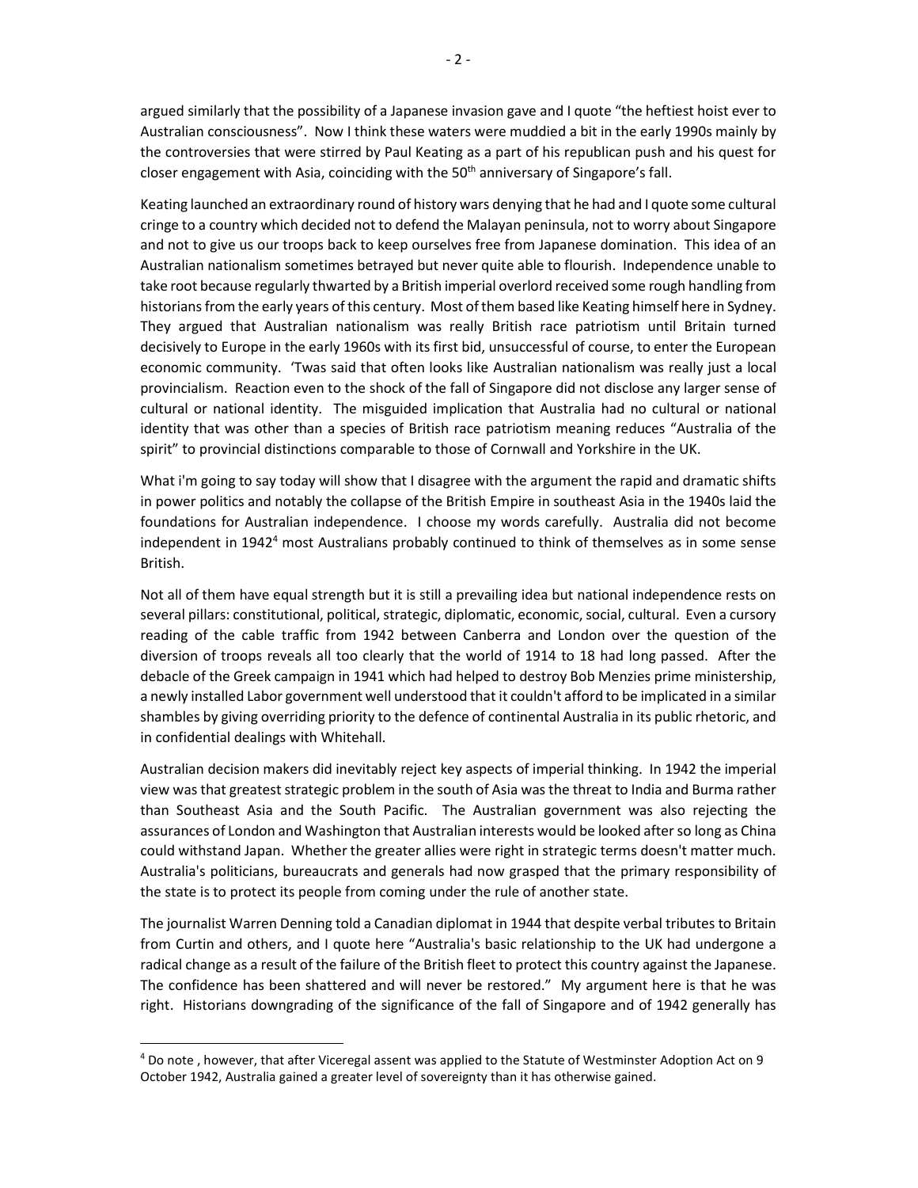argued similarly that the possibility of a Japanese invasion gave and I quote "the heftiest hoist ever to Australian consciousness". Now I think these waters were muddied a bit in the early 1990s mainly by the controversies that were stirred by Paul Keating as a part of his republican push and his quest for closer engagement with Asia, coinciding with the 50th anniversary of Singapore's fall.

Keating launched an extraordinary round of history wars denying that he had and I quote some cultural cringe to a country which decided not to defend the Malayan peninsula, not to worry about Singapore and not to give us our troops back to keep ourselves free from Japanese domination. This idea of an Australian nationalism sometimes betrayed but never quite able to flourish. Independence unable to take root because regularly thwarted by a British imperial overlord received some rough handling from historians from the early years of this century. Most of them based like Keating himself here in Sydney. They argued that Australian nationalism was really British race patriotism until Britain turned decisively to Europe in the early 1960s with its first bid, unsuccessful of course, to enter the European economic community. 'Twas said that often looks like Australian nationalism was really just a local provincialism. Reaction even to the shock of the fall of Singapore did not disclose any larger sense of cultural or national identity. The misguided implication that Australia had no cultural or national identity that was other than a species of British race patriotism meaning reduces "Australia of the spirit" to provincial distinctions comparable to those of Cornwall and Yorkshire in the UK.

What i'm going to say today will show that I disagree with the argument the rapid and dramatic shifts in power politics and notably the collapse of the British Empire in southeast Asia in the 1940s laid the foundations for Australian independence. I choose my words carefully. Australia did not become independent in 1942[4] most Australians probably continued to think of themselves as in some sense British.

Not all of them have equal strength but it is still a prevailing idea but national independence rests on several pillars: constitutional, political, strategic, diplomatic, economic, social, cultural. Even a cursory reading of the cable traffic from 1942 between Canberra and London over the question of the diversion of troops reveals all too clearly that the world of 1914 to 18 had long passed. After the debacle of the Greek campaign in 1941 which had helped to destroy Bob Menzies prime ministership, a newly installed Labor government well understood that it couldn't afford to be implicated in a similar shambles by giving overriding priority to the defence of continental Australia in its public rhetoric, and in confidential dealings with Whitehall.

Australian decision makers did inevitably reject key aspects of imperial thinking. In 1942 the imperial view was that greatest strategic problem in the south of Asia was the threat to India and Burma rather than Southeast Asia and the South Pacific. The Australian government was also rejecting the assurances of London and Washington that Australian interests would be looked after so long as China could withstand Japan. Whether the greater allies were right in strategic terms doesn't matter much. Australia's politicians, bureaucrats and generals had now grasped that the primary responsibility of the state is to protect its people from coming under the rule of another state.

The journalist Warren Denning told a Canadian diplomat in 1944 that despite verbal tributes to Britain from Curtin and others, and I quote here "Australia's basic relationship to the UK had undergone a radical change as a result of the failure of the British fleet to protect this country against the Japanese. The confidence has been shattered and will never be restored." My argument here is that he was right. Historians downgrading of the significance of the fall of Singapore and of 1942 generally has

[4] Do note , however, that after Viceregal assent was applied to the Statute of Westminster Adoption Act on 9 October 1942, Australia gained a greater level of sovereignty than it has otherwise gained.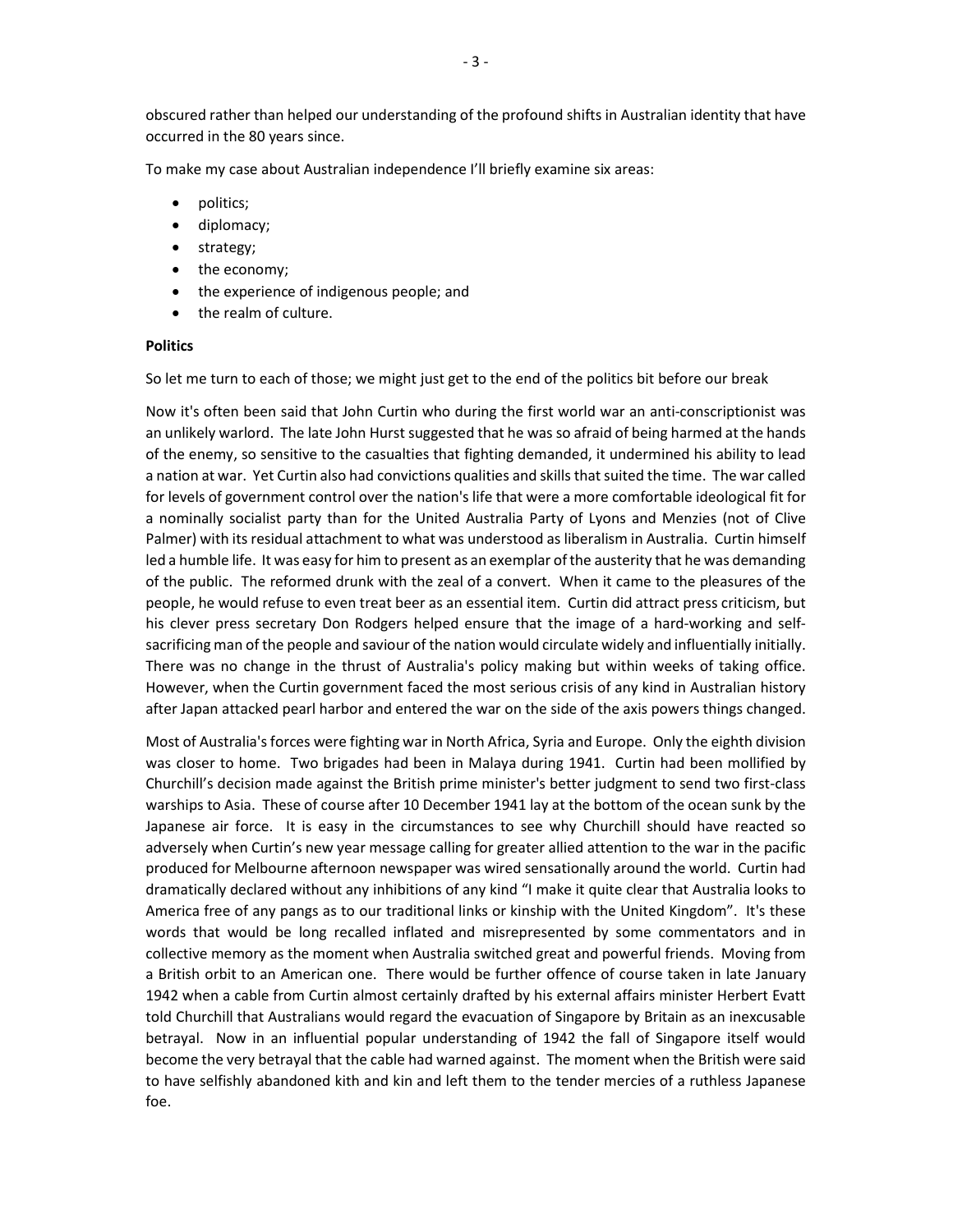obscured rather than helped our understanding of the profound shifts in Australian identity that have occurred in the 80 years since.

To make my case about Australian independence I'll briefly examine six areas:

- politics;
- diplomacy;
- strategy;
- the economy;
- the experience of indigenous people; and
- the realm of culture.

**Politics**

So let me turn to each of those; we might just get to the end of the politics bit before our break

Now it's often been said that John Curtin who during the first world war an anti-conscriptionist was an unlikely warlord. The late John Hurst suggested that he was so afraid of being harmed at the hands of the enemy, so sensitive to the casualties that fighting demanded, it undermined his ability to lead a nation at war. Yet Curtin also had convictions qualities and skills that suited the time. The war called for levels of government control over the nation's life that were a more comfortable ideological fit for a nominally socialist party than for the United Australia Party of Lyons and Menzies (not of Clive Palmer) with its residual attachment to what was understood as liberalism in Australia. Curtin himself led a humble life. It was easy for him to present as an exemplar of the austerity that he was demanding of the public. The reformed drunk with the zeal of a convert. When it came to the pleasures of the people, he would refuse to even treat beer as an essential item. Curtin did attract press criticism, but his clever press secretary Don Rodgers helped ensure that the image of a hard-working and self-sacrificing man of the people and saviour of the nation would circulate widely and influentially initially. There was no change in the thrust of Australia's policy making but within weeks of taking office. However, when the Curtin government faced the most serious crisis of any kind in Australian history after Japan attacked pearl harbor and entered the war on the side of the axis powers things changed.

Most of Australia's forces were fighting war in North Africa, Syria and Europe. Only the eighth division was closer to home. Two brigades had been in Malaya during 1941. Curtin had been mollified by Churchill's decision made against the British prime minister's better judgment to send two first-class warships to Asia. These of course after 10 December 1941 lay at the bottom of the ocean sunk by the Japanese air force. It is easy in the circumstances to see why Churchill should have reacted so adversely when Curtin's new year message calling for greater allied attention to the war in the pacific produced for Melbourne afternoon newspaper was wired sensationally around the world. Curtin had dramatically declared without any inhibitions of any kind "I make it quite clear that Australia looks to America free of any pangs as to our traditional links or kinship with the United Kingdom". It's these words that would be long recalled inflated and misrepresented by some commentators and in collective memory as the moment when Australia switched great and powerful friends. Moving from a British orbit to an American one. There would be further offence of course taken in late January 1942 when a cable from Curtin almost certainly drafted by his external affairs minister Herbert Evatt told Churchill that Australians would regard the evacuation of Singapore by Britain as an inexcusable betrayal. Now in an influential popular understanding of 1942 the fall of Singapore itself would become the very betrayal that the cable had warned against. The moment when the British were said to have selfishly abandoned kith and kin and left them to the tender mercies of a ruthless Japanese foe.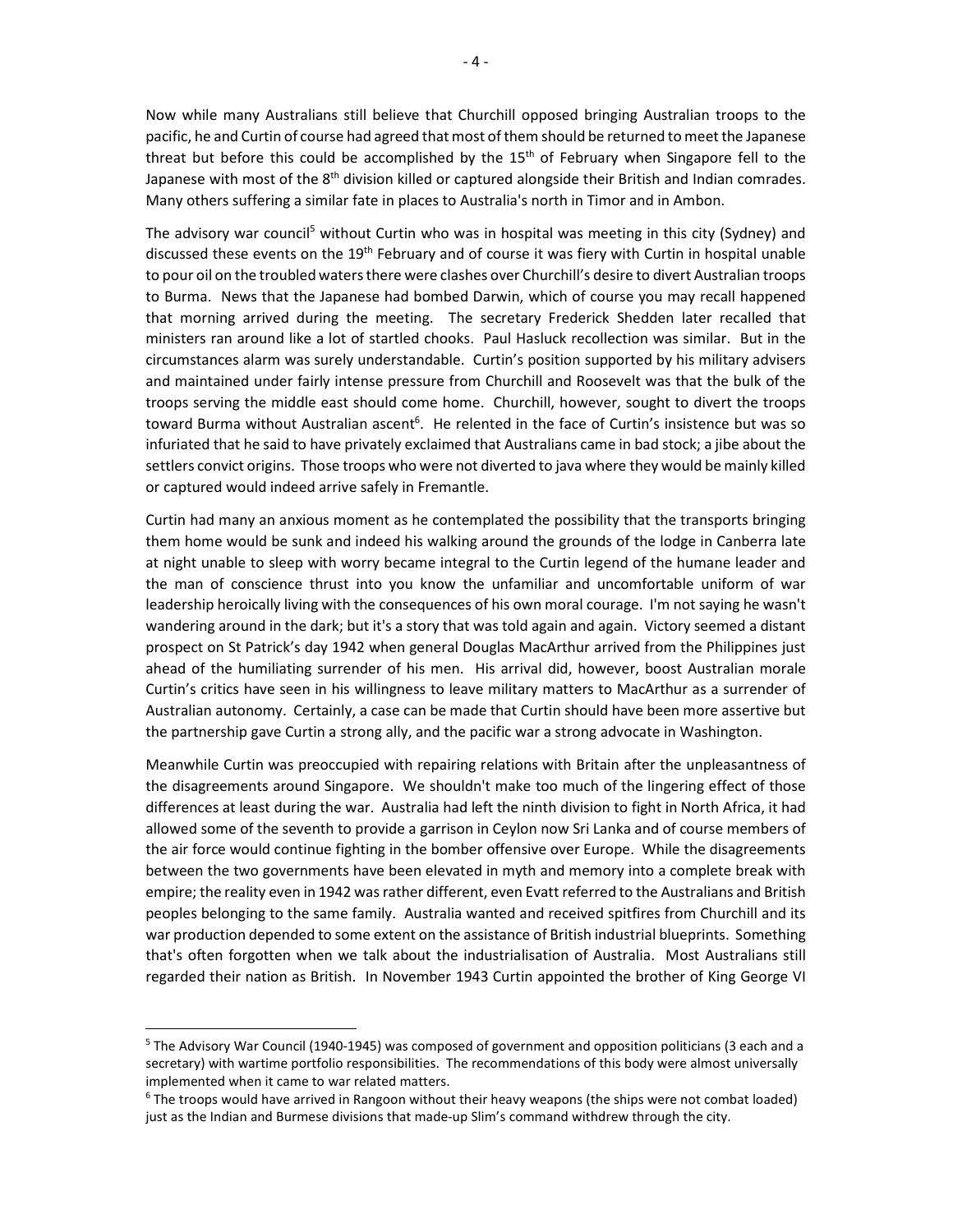Now while many Australians still believe that Churchill opposed bringing Australian troops to the pacific, he and Curtin of course had agreed that most of them should be returned to meet the Japanese threat but before this could be accomplished by the 15th of February when Singapore fell to the Japanese with most of the 8th division killed or captured alongside their British and Indian comrades. Many others suffering a similar fate in places to Australia's north in Timor and in Ambon.

The advisory war council[5] without Curtin who was in hospital was meeting in this city (Sydney) and discussed these events on the 19th February and of course it was fiery with Curtin in hospital unable to pour oil on the troubled waters there were clashes over Churchill's desire to divert Australian troops to Burma. News that the Japanese had bombed Darwin, which of course you may recall happened that morning arrived during the meeting. The secretary Frederick Shedden later recalled that ministers ran around like a lot of startled chooks. Paul Hasluck recollection was similar. But in the circumstances alarm was surely understandable. Curtin's position supported by his military advisers and maintained under fairly intense pressure from Churchill and Roosevelt was that the bulk of the troops serving the middle east should come home. Churchill, however, sought to divert the troops toward Burma without Australian ascent[6]. He relented in the face of Curtin's insistence but was so infuriated that he said to have privately exclaimed that Australians came in bad stock; a jibe about the settlers convict origins. Those troops who were not diverted to java where they would be mainly killed or captured would indeed arrive safely in Fremantle.

Curtin had many an anxious moment as he contemplated the possibility that the transports bringing them home would be sunk and indeed his walking around the grounds of the lodge in Canberra late at night unable to sleep with worry became integral to the Curtin legend of the humane leader and the man of conscience thrust into you know the unfamiliar and uncomfortable uniform of war leadership heroically living with the consequences of his own moral courage. I'm not saying he wasn't wandering around in the dark; but it's a story that was told again and again. Victory seemed a distant prospect on St Patrick's day 1942 when general Douglas MacArthur arrived from the Philippines just ahead of the humiliating surrender of his men. His arrival did, however, boost Australian morale Curtin's critics have seen in his willingness to leave military matters to MacArthur as a surrender of Australian autonomy. Certainly, a case can be made that Curtin should have been more assertive but the partnership gave Curtin a strong ally, and the pacific war a strong advocate in Washington.

Meanwhile Curtin was preoccupied with repairing relations with Britain after the unpleasantness of the disagreements around Singapore. We shouldn't make too much of the lingering effect of those differences at least during the war. Australia had left the ninth division to fight in North Africa, it had allowed some of the seventh to provide a garrison in Ceylon now Sri Lanka and of course members of the air force would continue fighting in the bomber offensive over Europe. While the disagreements between the two governments have been elevated in myth and memory into a complete break with empire; the reality even in 1942 was rather different, even Evatt referred to the Australians and British peoples belonging to the same family. Australia wanted and received spitfires from Churchill and its war production depended to some extent on the assistance of British industrial blueprints. Something that's often forgotten when we talk about the industrialisation of Australia. Most Australians still regarded their nation as British. In November 1943 Curtin appointed the brother of King George VI

---

[5] The Advisory War Council (1940-1945) was composed of government and opposition politicians (3 each and a secretary) with wartime portfolio responsibilities. The recommendations of this body were almost universally implemented when it came to war related matters.

[6] The troops would have arrived in Rangoon without their heavy weapons (the ships were not combat loaded) just as the Indian and Burmese divisions that made-up Slim's command withdrew through the city.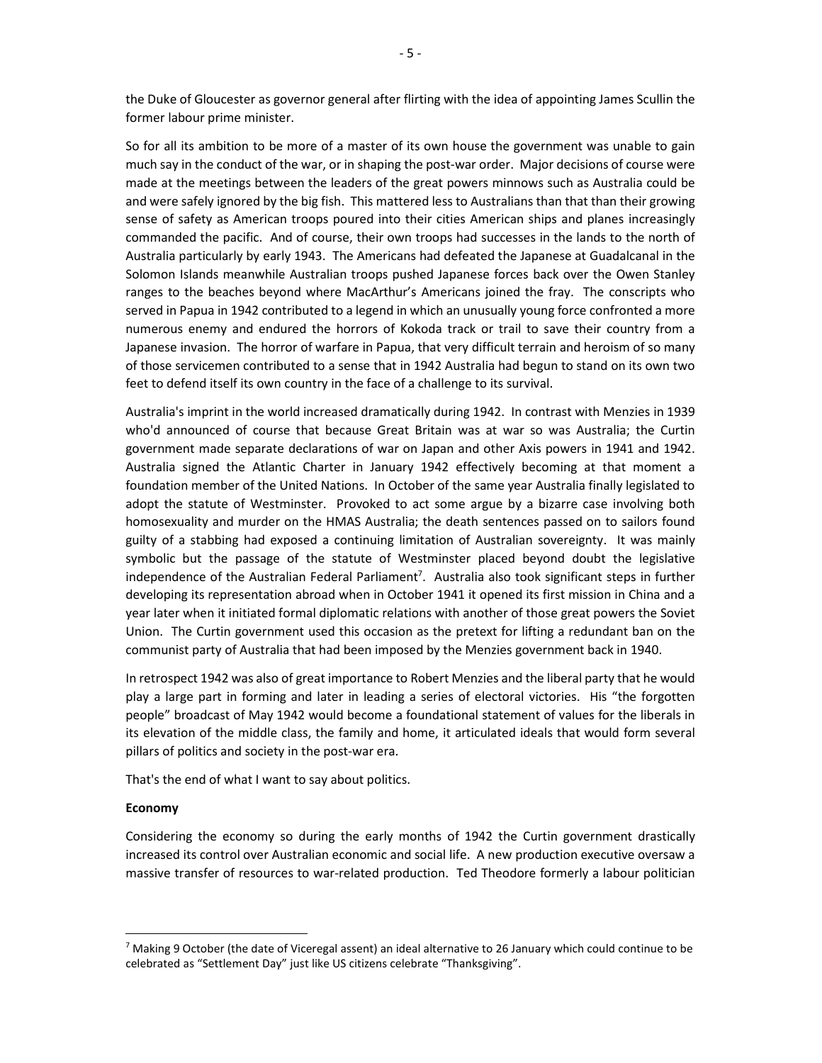the Duke of Gloucester as governor general after flirting with the idea of appointing James Scullin the former labour prime minister.

So for all its ambition to be more of a master of its own house the government was unable to gain much say in the conduct of the war, or in shaping the post-war order. Major decisions of course were made at the meetings between the leaders of the great powers minnows such as Australia could be and were safely ignored by the big fish. This mattered less to Australians than that than their growing sense of safety as American troops poured into their cities American ships and planes increasingly commanded the pacific. And of course, their own troops had successes in the lands to the north of Australia particularly by early 1943. The Americans had defeated the Japanese at Guadalcanal in the Solomon Islands meanwhile Australian troops pushed Japanese forces back over the Owen Stanley ranges to the beaches beyond where MacArthur's Americans joined the fray. The conscripts who served in Papua in 1942 contributed to a legend in which an unusually young force confronted a more numerous enemy and endured the horrors of Kokoda track or trail to save their country from a Japanese invasion. The horror of warfare in Papua, that very difficult terrain and heroism of so many of those servicemen contributed to a sense that in 1942 Australia had begun to stand on its own two feet to defend itself its own country in the face of a challenge to its survival.

Australia's imprint in the world increased dramatically during 1942. In contrast with Menzies in 1939 who'd announced of course that because Great Britain was at war so was Australia; the Curtin government made separate declarations of war on Japan and other Axis powers in 1941 and 1942. Australia signed the Atlantic Charter in January 1942 effectively becoming at that moment a foundation member of the United Nations. In October of the same year Australia finally legislated to adopt the statute of Westminster. Provoked to act some argue by a bizarre case involving both homosexuality and murder on the HMAS Australia; the death sentences passed on to sailors found guilty of a stabbing had exposed a continuing limitation of Australian sovereignty. It was mainly symbolic but the passage of the statute of Westminster placed beyond doubt the legislative independence of the Australian Federal Parliament[7]. Australia also took significant steps in further developing its representation abroad when in October 1941 it opened its first mission in China and a year later when it initiated formal diplomatic relations with another of those great powers the Soviet Union. The Curtin government used this occasion as the pretext for lifting a redundant ban on the communist party of Australia that had been imposed by the Menzies government back in 1940.

In retrospect 1942 was also of great importance to Robert Menzies and the liberal party that he would play a large part in forming and later in leading a series of electoral victories. His "the forgotten people" broadcast of May 1942 would become a foundational statement of values for the liberals in its elevation of the middle class, the family and home, it articulated ideals that would form several pillars of politics and society in the post-war era.

That's the end of what I want to say about politics.

**Economy**

Considering the economy so during the early months of 1942 the Curtin government drastically increased its control over Australian economic and social life. A new production executive oversaw a massive transfer of resources to war-related production. Ted Theodore formerly a labour politician

[7] Making 9 October (the date of Viceregal assent) an ideal alternative to 26 January which could continue to be celebrated as "Settlement Day" just like US citizens celebrate "Thanksgiving".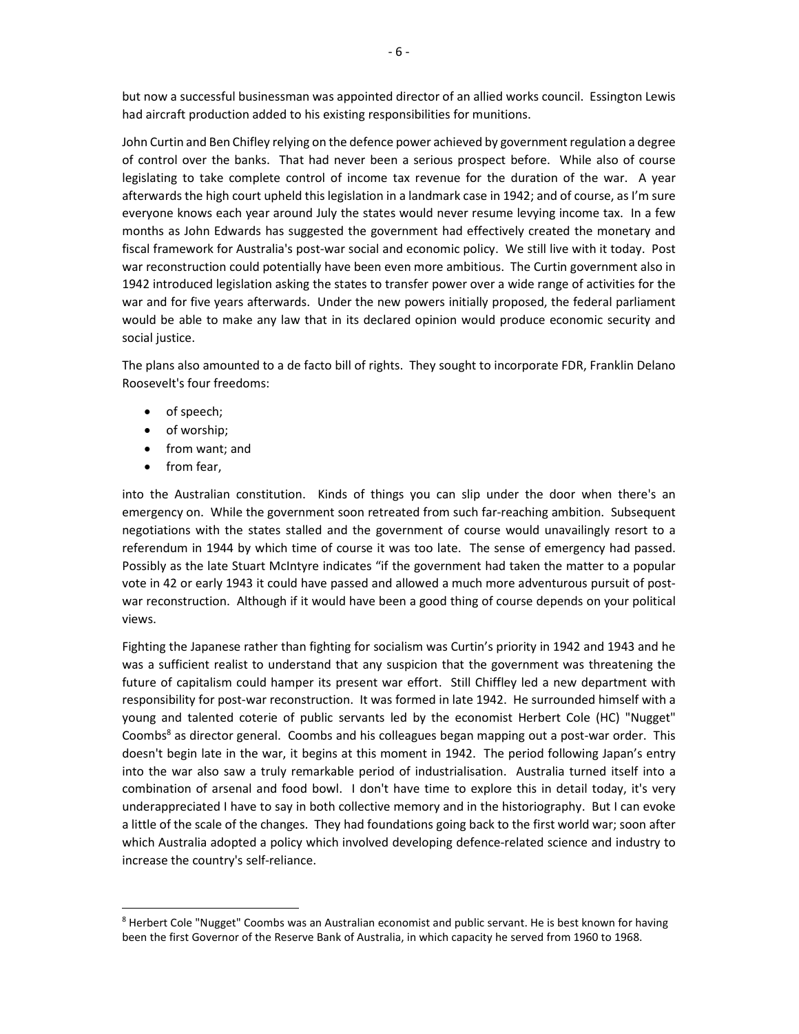but now a successful businessman was appointed director of an allied works council. Essington Lewis had aircraft production added to his existing responsibilities for munitions.

John Curtin and Ben Chifley relying on the defence power achieved by government regulation a degree of control over the banks. That had never been a serious prospect before. While also of course legislating to take complete control of income tax revenue for the duration of the war. A year afterwards the high court upheld this legislation in a landmark case in 1942; and of course, as I'm sure everyone knows each year around July the states would never resume levying income tax. In a few months as John Edwards has suggested the government had effectively created the monetary and fiscal framework for Australia's post-war social and economic policy. We still live with it today. Post war reconstruction could potentially have been even more ambitious. The Curtin government also in 1942 introduced legislation asking the states to transfer power over a wide range of activities for the war and for five years afterwards. Under the new powers initially proposed, the federal parliament would be able to make any law that in its declared opinion would produce economic security and social justice.

The plans also amounted to a de facto bill of rights. They sought to incorporate FDR, Franklin Delano Roosevelt's four freedoms:

- of speech;
- of worship;
- from want; and
- from fear,

into the Australian constitution. Kinds of things you can slip under the door when there's an emergency on. While the government soon retreated from such far-reaching ambition. Subsequent negotiations with the states stalled and the government of course would unavailingly resort to a referendum in 1944 by which time of course it was too late. The sense of emergency had passed. Possibly as the late Stuart McIntyre indicates "if the government had taken the matter to a popular vote in 42 or early 1943 it could have passed and allowed a much more adventurous pursuit of post-war reconstruction. Although if it would have been a good thing of course depends on your political views.

Fighting the Japanese rather than fighting for socialism was Curtin's priority in 1942 and 1943 and he was a sufficient realist to understand that any suspicion that the government was threatening the future of capitalism could hamper its present war effort. Still Chiffley led a new department with responsibility for post-war reconstruction. It was formed in late 1942. He surrounded himself with a young and talented coterie of public servants led by the economist Herbert Cole (HC) "Nugget" Coombs[8] as director general. Coombs and his colleagues began mapping out a post-war order. This doesn't begin late in the war, it begins at this moment in 1942. The period following Japan's entry into the war also saw a truly remarkable period of industrialisation. Australia turned itself into a combination of arsenal and food bowl. I don't have time to explore this in detail today, it's very underappreciated I have to say in both collective memory and in the historiography. But I can evoke a little of the scale of the changes. They had foundations going back to the first world war; soon after which Australia adopted a policy which involved developing defence-related science and industry to increase the country's self-reliance.

[8] Herbert Cole "Nugget" Coombs was an Australian economist and public servant. He is best known for having been the first Governor of the Reserve Bank of Australia, in which capacity he served from 1960 to 1968.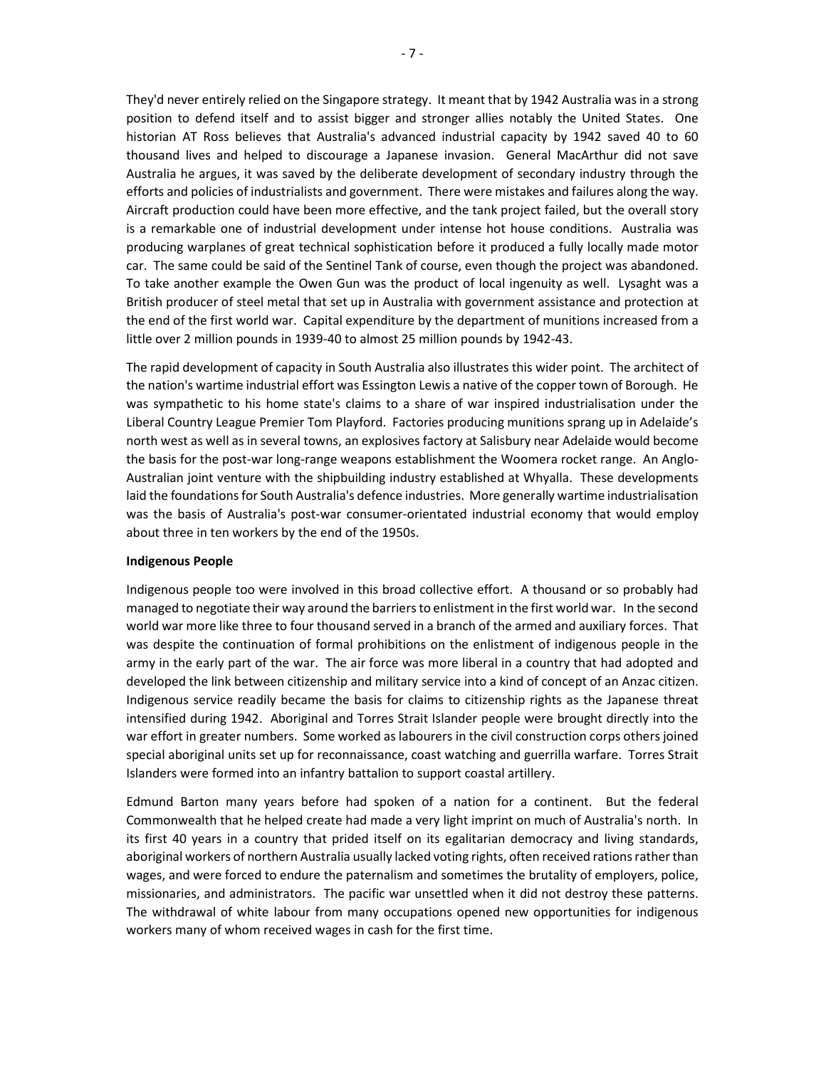They'd never entirely relied on the Singapore strategy. It meant that by 1942 Australia was in a strong position to defend itself and to assist bigger and stronger allies notably the United States. One historian AT Ross believes that Australia's advanced industrial capacity by 1942 saved 40 to 60 thousand lives and helped to discourage a Japanese invasion. General MacArthur did not save Australia he argues, it was saved by the deliberate development of secondary industry through the efforts and policies of industrialists and government. There were mistakes and failures along the way. Aircraft production could have been more effective, and the tank project failed, but the overall story is a remarkable one of industrial development under intense hot house conditions. Australia was producing warplanes of great technical sophistication before it produced a fully locally made motor car. The same could be said of the Sentinel Tank of course, even though the project was abandoned. To take another example the Owen Gun was the product of local ingenuity as well. Lysaght was a British producer of steel metal that set up in Australia with government assistance and protection at the end of the first world war. Capital expenditure by the department of munitions increased from a little over 2 million pounds in 1939-40 to almost 25 million pounds by 1942-43.

The rapid development of capacity in South Australia also illustrates this wider point. The architect of the nation's wartime industrial effort was Essington Lewis a native of the copper town of Borough. He was sympathetic to his home state's claims to a share of war inspired industrialisation under the Liberal Country League Premier Tom Playford. Factories producing munitions sprang up in Adelaide's north west as well as in several towns, an explosives factory at Salisbury near Adelaide would become the basis for the post-war long-range weapons establishment the Woomera rocket range. An Anglo-Australian joint venture with the shipbuilding industry established at Whyalla. These developments laid the foundations for South Australia's defence industries. More generally wartime industrialisation was the basis of Australia's post-war consumer-orientated industrial economy that would employ about three in ten workers by the end of the 1950s.

**Indigenous People**

Indigenous people too were involved in this broad collective effort. A thousand or so probably had managed to negotiate their way around the barriers to enlistment in the first world war. In the second world war more like three to four thousand served in a branch of the armed and auxiliary forces. That was despite the continuation of formal prohibitions on the enlistment of indigenous people in the army in the early part of the war. The air force was more liberal in a country that had adopted and developed the link between citizenship and military service into a kind of concept of an Anzac citizen. Indigenous service readily became the basis for claims to citizenship rights as the Japanese threat intensified during 1942. Aboriginal and Torres Strait Islander people were brought directly into the war effort in greater numbers. Some worked as labourers in the civil construction corps others joined special aboriginal units set up for reconnaissance, coast watching and guerrilla warfare. Torres Strait Islanders were formed into an infantry battalion to support coastal artillery.

Edmund Barton many years before had spoken of a nation for a continent. But the federal Commonwealth that he helped create had made a very light imprint on much of Australia's north. In its first 40 years in a country that prided itself on its egalitarian democracy and living standards, aboriginal workers of northern Australia usually lacked voting rights, often received rations rather than wages, and were forced to endure the paternalism and sometimes the brutality of employers, police, missionaries, and administrators. The pacific war unsettled when it did not destroy these patterns. The withdrawal of white labour from many occupations opened new opportunities for indigenous workers many of whom received wages in cash for the first time.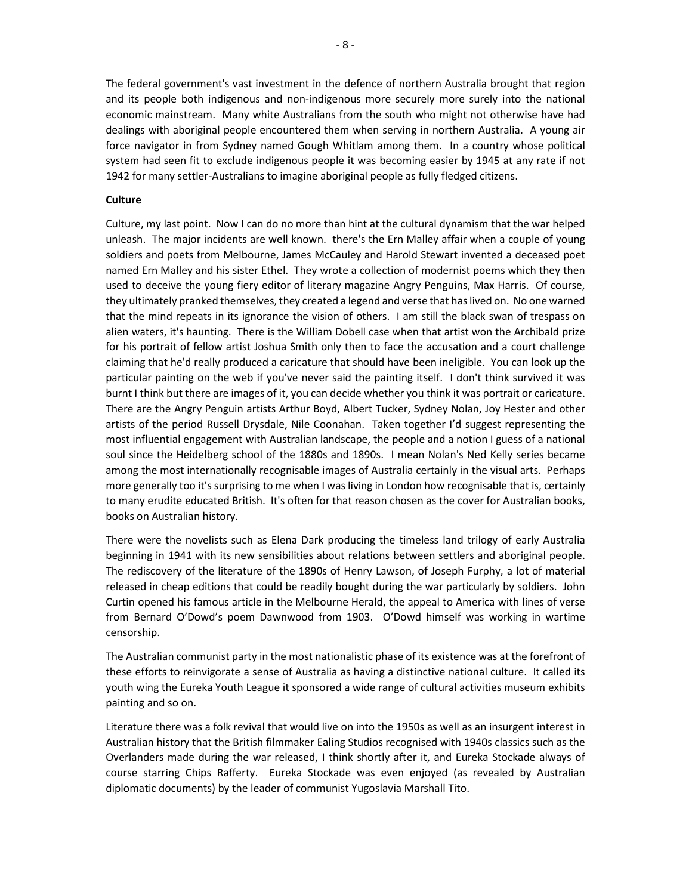The federal government's vast investment in the defence of northern Australia brought that region and its people both indigenous and non-indigenous more securely more surely into the national economic mainstream. Many white Australians from the south who might not otherwise have had dealings with aboriginal people encountered them when serving in northern Australia. A young air force navigator in from Sydney named Gough Whitlam among them. In a country whose political system had seen fit to exclude indigenous people it was becoming easier by 1945 at any rate if not 1942 for many settler-Australians to imagine aboriginal people as fully fledged citizens.

**Culture**

Culture, my last point. Now I can do no more than hint at the cultural dynamism that the war helped unleash. The major incidents are well known. there's the Ern Malley affair when a couple of young soldiers and poets from Melbourne, James McCauley and Harold Stewart invented a deceased poet named Ern Malley and his sister Ethel. They wrote a collection of modernist poems which they then used to deceive the young fiery editor of literary magazine Angry Penguins, Max Harris. Of course, they ultimately pranked themselves, they created a legend and verse that has lived on. No one warned that the mind repeats in its ignorance the vision of others. I am still the black swan of trespass on alien waters, it's haunting. There is the William Dobell case when that artist won the Archibald prize for his portrait of fellow artist Joshua Smith only then to face the accusation and a court challenge claiming that he'd really produced a caricature that should have been ineligible. You can look up the particular painting on the web if you've never said the painting itself. I don't think survived it was burnt I think but there are images of it, you can decide whether you think it was portrait or caricature. There are the Angry Penguin artists Arthur Boyd, Albert Tucker, Sydney Nolan, Joy Hester and other artists of the period Russell Drysdale, Nile Coonahan. Taken together I'd suggest representing the most influential engagement with Australian landscape, the people and a notion I guess of a national soul since the Heidelberg school of the 1880s and 1890s. I mean Nolan's Ned Kelly series became among the most internationally recognisable images of Australia certainly in the visual arts. Perhaps more generally too it's surprising to me when I was living in London how recognisable that is, certainly to many erudite educated British. It's often for that reason chosen as the cover for Australian books, books on Australian history.

There were the novelists such as Elena Dark producing the timeless land trilogy of early Australia beginning in 1941 with its new sensibilities about relations between settlers and aboriginal people. The rediscovery of the literature of the 1890s of Henry Lawson, of Joseph Furphy, a lot of material released in cheap editions that could be readily bought during the war particularly by soldiers. John Curtin opened his famous article in the Melbourne Herald, the appeal to America with lines of verse from Bernard O'Dowd's poem Dawnwood from 1903. O'Dowd himself was working in wartime censorship.

The Australian communist party in the most nationalistic phase of its existence was at the forefront of these efforts to reinvigorate a sense of Australia as having a distinctive national culture. It called its youth wing the Eureka Youth League it sponsored a wide range of cultural activities museum exhibits painting and so on.

Literature there was a folk revival that would live on into the 1950s as well as an insurgent interest in Australian history that the British filmmaker Ealing Studios recognised with 1940s classics such as the Overlanders made during the war released, I think shortly after it, and Eureka Stockade always of course starring Chips Rafferty. Eureka Stockade was even enjoyed (as revealed by Australian diplomatic documents) by the leader of communist Yugoslavia Marshall Tito.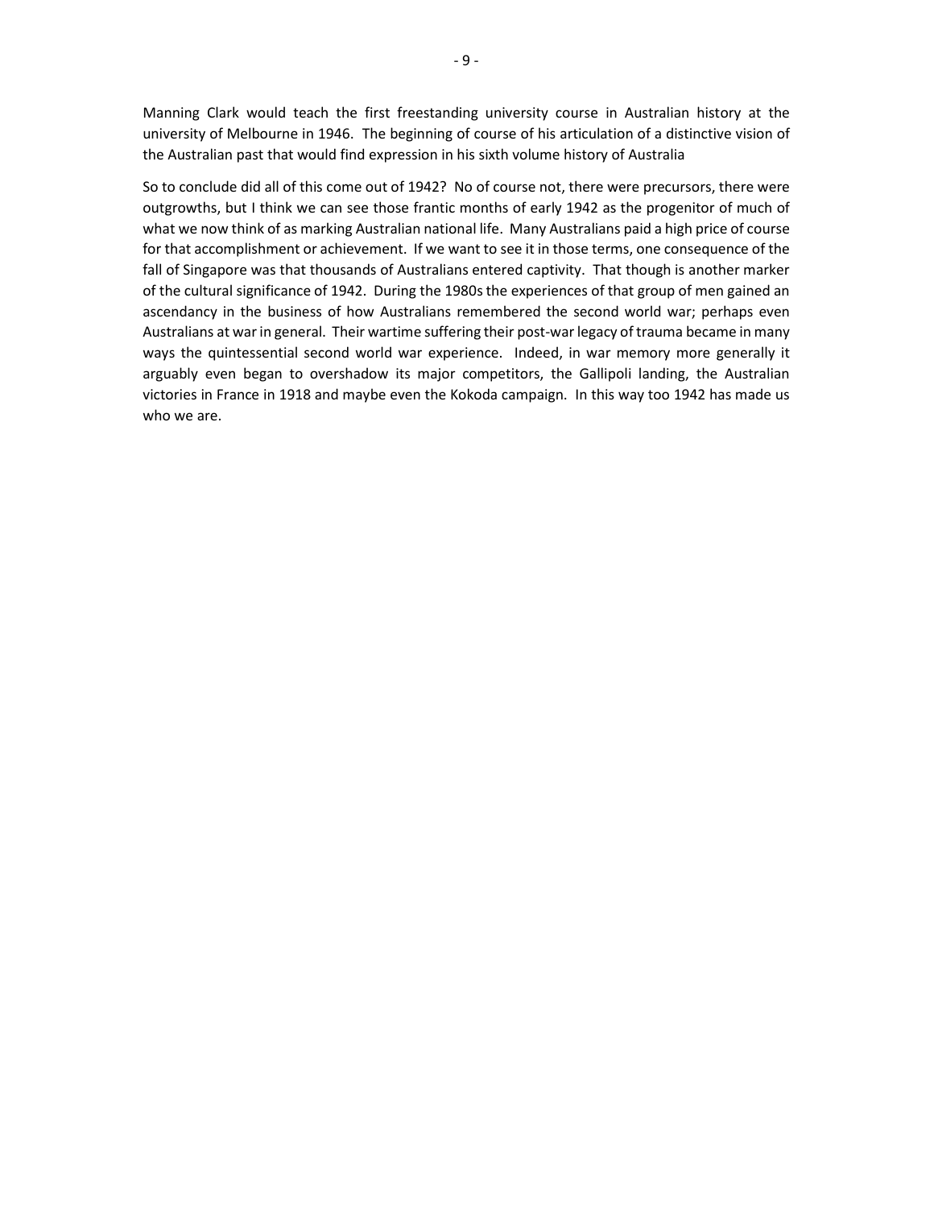Manning Clark would teach the first freestanding university course in Australian history at the university of Melbourne in 1946. The beginning of course of his articulation of a distinctive vision of the Australian past that would find expression in his sixth volume history of Australia

So to conclude did all of this come out of 1942? No of course not, there were precursors, there were outgrowths, but I think we can see those frantic months of early 1942 as the progenitor of much of what we now think of as marking Australian national life. Many Australians paid a high price of course for that accomplishment or achievement. If we want to see it in those terms, one consequence of the fall of Singapore was that thousands of Australians entered captivity. That though is another marker of the cultural significance of 1942. During the 1980s the experiences of that group of men gained an ascendancy in the business of how Australians remembered the second world war; perhaps even Australians at war in general. Their wartime suffering their post-war legacy of trauma became in many ways the quintessential second world war experience. Indeed, in war memory more generally it arguably even began to overshadow its major competitors, the Gallipoli landing, the Australian victories in France in 1918 and maybe even the Kokoda campaign. In this way too 1942 has made us who we are.